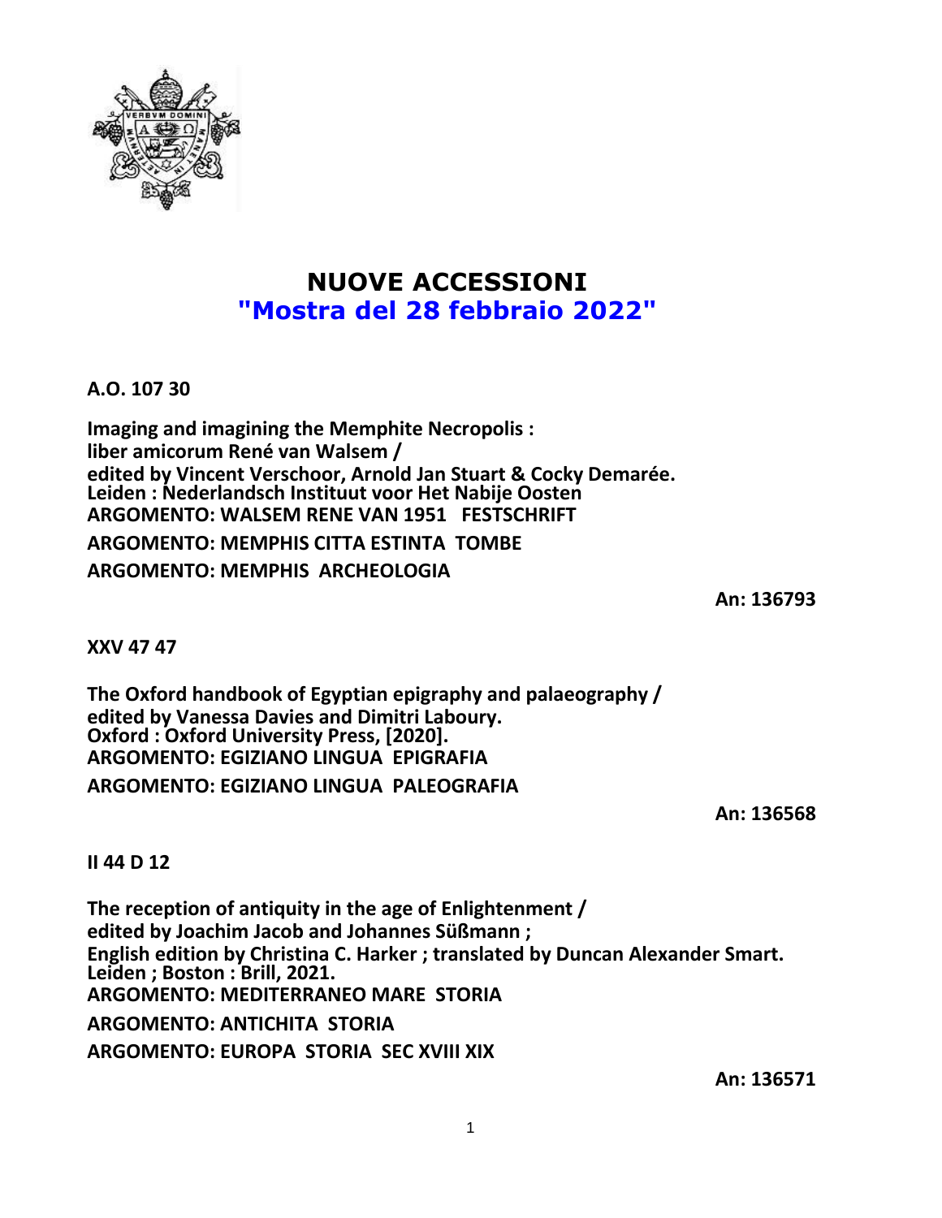# NUOVE ACCESSIONI
## "Mostra del 28 febbraio 2022"

**A.O. 107 30**

**Imaging and imagining the Memphite Necropolis :**
**liber amicorum René van Walsem /**
**edited by Vincent Verschoor, Arnold Jan Stuart & Cocky Demarée.**
**Leiden : Nederlandsch Instituut voor Het Nabije Oosten**
**ARGOMENTO: WALSEM RENE VAN 1951 FESTSCHRIFT**
**ARGOMENTO: MEMPHIS CITTA ESTINTA TOMBE**
**ARGOMENTO: MEMPHIS ARCHEOLOGIA**

**An: 136793**

**XXV 47 47**

**The Oxford handbook of Egyptian epigraphy and palaeography /**
**edited by Vanessa Davies and Dimitri Laboury.**
**Oxford : Oxford University Press, [2020].**
**ARGOMENTO: EGIZIANO LINGUA EPIGRAFIA**
**ARGOMENTO: EGIZIANO LINGUA PALEOGRAFIA**

**An: 136568**

**II 44 D 12**

**The reception of antiquity in the age of Enlightenment /**
**edited by Joachim Jacob and Johannes Süßmann ;**
**English edition by Christina C. Harker ; translated by Duncan Alexander Smart.**
**Leiden ; Boston : Brill, 2021.**
**ARGOMENTO: MEDITERRANEO MARE STORIA**
**ARGOMENTO: ANTICHITA STORIA**
**ARGOMENTO: EUROPA STORIA SEC XVIII XIX**

**An: 136571**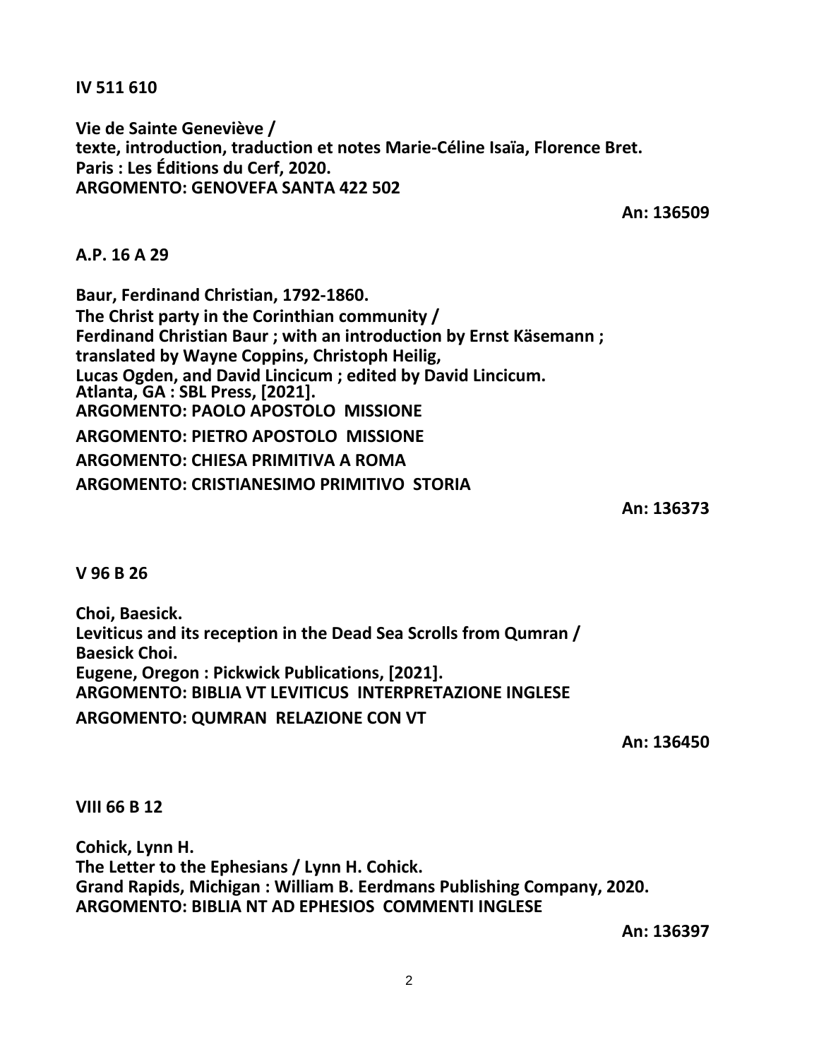**IV 511 610**

**Vie de Sainte Geneviève /**
**texte, introduction, traduction et notes Marie-Céline Isaïa, Florence Bret.**
**Paris : Les Éditions du Cerf, 2020.**
**ARGOMENTO: GENOVEFA SANTA 422 502**

**An: 136509**

**A.P. 16 A 29**

**Baur, Ferdinand Christian, 1792-1860.**
**The Christ party in the Corinthian community /**
**Ferdinand Christian Baur ; with an introduction by Ernst Käsemann ;**
**translated by Wayne Coppins, Christoph Heilig,**
**Lucas Ogden, and David Lincicum ; edited by David Lincicum.**
**Atlanta, GA : SBL Press, [2021].**
**ARGOMENTO: PAOLO APOSTOLO MISSIONE**
**ARGOMENTO: PIETRO APOSTOLO MISSIONE**
**ARGOMENTO: CHIESA PRIMITIVA A ROMA**
**ARGOMENTO: CRISTIANESIMO PRIMITIVO STORIA**

**An: 136373**

**V 96 B 26**

**Choi, Baesick.**
**Leviticus and its reception in the Dead Sea Scrolls from Qumran /**
**Baesick Choi.**
**Eugene, Oregon : Pickwick Publications, [2021].**
**ARGOMENTO: BIBLIA VT LEVITICUS INTERPRETAZIONE INGLESE**
**ARGOMENTO: QUMRAN RELAZIONE CON VT**

**An: 136450**

**VIII 66 B 12**

**Cohick, Lynn H.**
**The Letter to the Ephesians / Lynn H. Cohick.**
**Grand Rapids, Michigan : William B. Eerdmans Publishing Company, 2020.**
**ARGOMENTO: BIBLIA NT AD EPHESIOS COMMENTI INGLESE**

**An: 136397**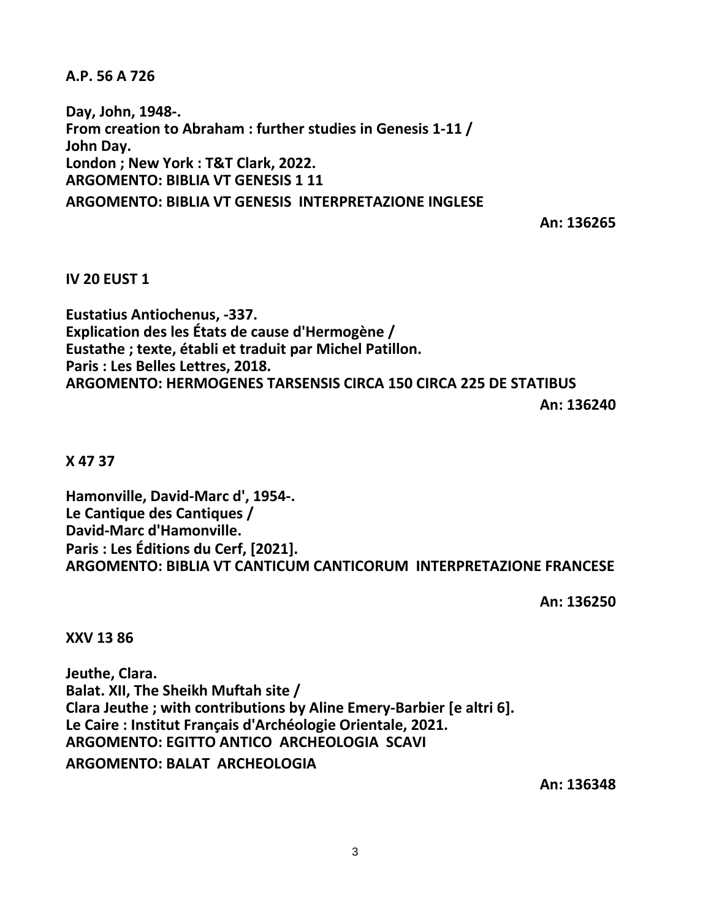**A.P. 56 A 726**

**Day, John, 1948-.**
**From creation to Abraham : further studies in Genesis 1-11 /**
**John Day.**
**London ; New York : T&T Clark, 2022.**
**ARGOMENTO: BIBLIA VT GENESIS 1 11**
**ARGOMENTO: BIBLIA VT GENESIS INTERPRETAZIONE INGLESE**

**An: 136265**

**IV 20 EUST 1**

**Eustatius Antiochenus, -337.**
**Explication des les États de cause d'Hermogène /**
**Eustathe ; texte, établi et traduit par Michel Patillon.**
**Paris : Les Belles Lettres, 2018.**
**ARGOMENTO: HERMOGENES TARSENSIS CIRCA 150 CIRCA 225 DE STATIBUS**

**An: 136240**

**X 47 37**

**Hamonville, David-Marc d', 1954-.**
**Le Cantique des Cantiques /**
**David-Marc d'Hamonville.**
**Paris : Les Éditions du Cerf, [2021].**
**ARGOMENTO: BIBLIA VT CANTICUM CANTICORUM INTERPRETAZIONE FRANCESE**

**An: 136250**

**XXV 13 86**

**Jeuthe, Clara.**
**Balat. XII, The Sheikh Muftah site /**
**Clara Jeuthe ; with contributions by Aline Emery-Barbier [e altri 6].**
**Le Caire : Institut Français d'Archéologie Orientale, 2021.**
**ARGOMENTO: EGITTO ANTICO ARCHEOLOGIA SCAVI**
**ARGOMENTO: BALAT ARCHEOLOGIA**

**An: 136348**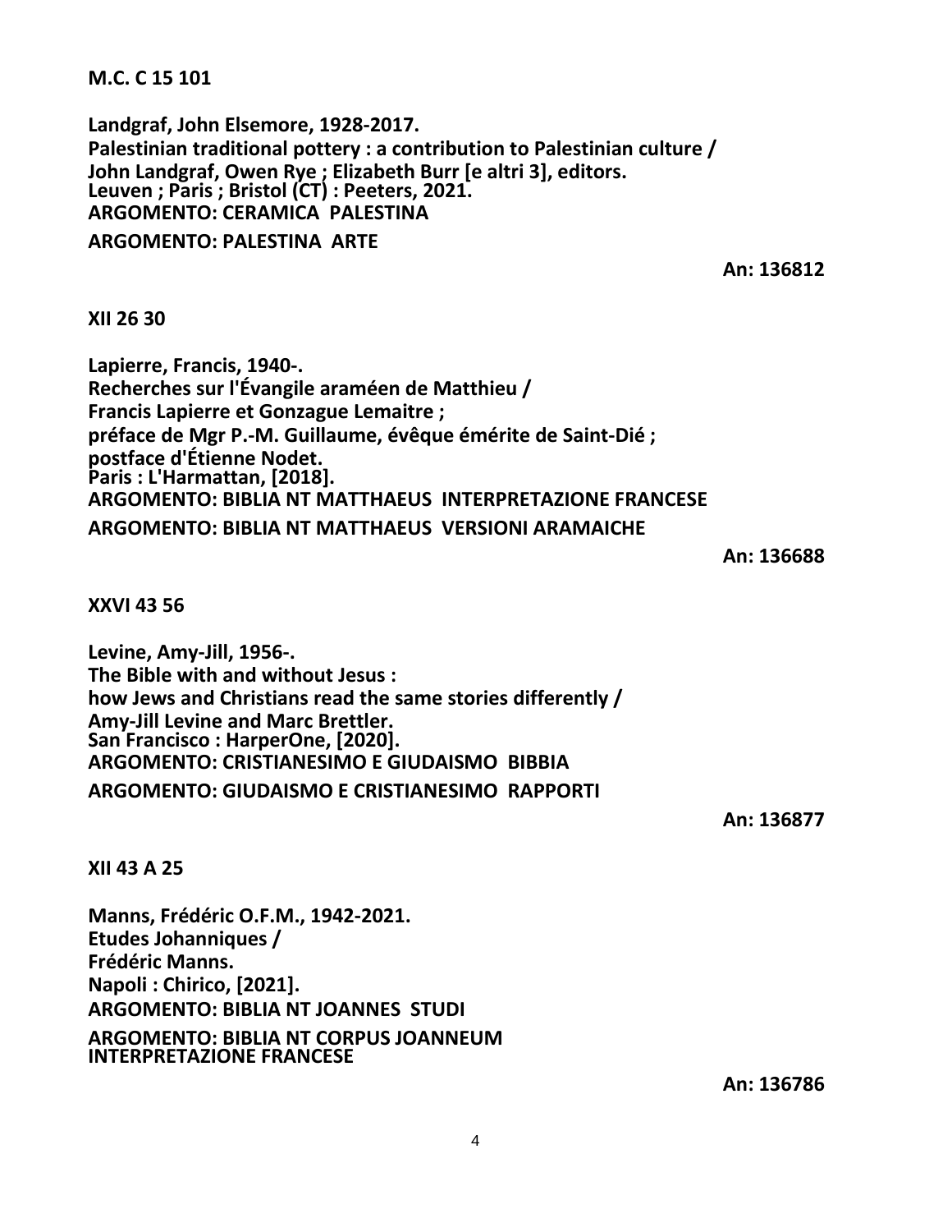**M.C. C 15 101**

**Landgraf, John Elsemore, 1928-2017.**
**Palestinian traditional pottery : a contribution to Palestinian culture /**
**John Landgraf, Owen Rye ; Elizabeth Burr [e altri 3], editors.**
**Leuven ; Paris ; Bristol (CT) : Peeters, 2021.**
**ARGOMENTO: CERAMICA PALESTINA**
**ARGOMENTO: PALESTINA ARTE**

**An: 136812**

**XII 26 30**

**Lapierre, Francis, 1940-.**
**Recherches sur l'Évangile araméen de Matthieu /**
**Francis Lapierre et Gonzague Lemaitre ;**
**préface de Mgr P.-M. Guillaume, évêque émérite de Saint-Dié ;**
**postface d'Étienne Nodet.**
**Paris : L'Harmattan, [2018].**
**ARGOMENTO: BIBLIA NT MATTHAEUS INTERPRETAZIONE FRANCESE**
**ARGOMENTO: BIBLIA NT MATTHAEUS VERSIONI ARAMAICHE**

**An: 136688**

**XXVI 43 56**

**Levine, Amy-Jill, 1956-.**
**The Bible with and without Jesus :**
**how Jews and Christians read the same stories differently /**
**Amy-Jill Levine and Marc Brettler.**
**San Francisco : HarperOne, [2020].**
**ARGOMENTO: CRISTIANESIMO E GIUDAISMO BIBBIA**
**ARGOMENTO: GIUDAISMO E CRISTIANESIMO RAPPORTI**

**An: 136877**

**XII 43 A 25**

**Manns, Frédéric O.F.M., 1942-2021.**
**Etudes Johanniques /**
**Frédéric Manns.**
**Napoli : Chirico, [2021].**
**ARGOMENTO: BIBLIA NT JOANNES STUDI**
**ARGOMENTO: BIBLIA NT CORPUS JOANNEUM INTERPRETAZIONE FRANCESE**

**An: 136786**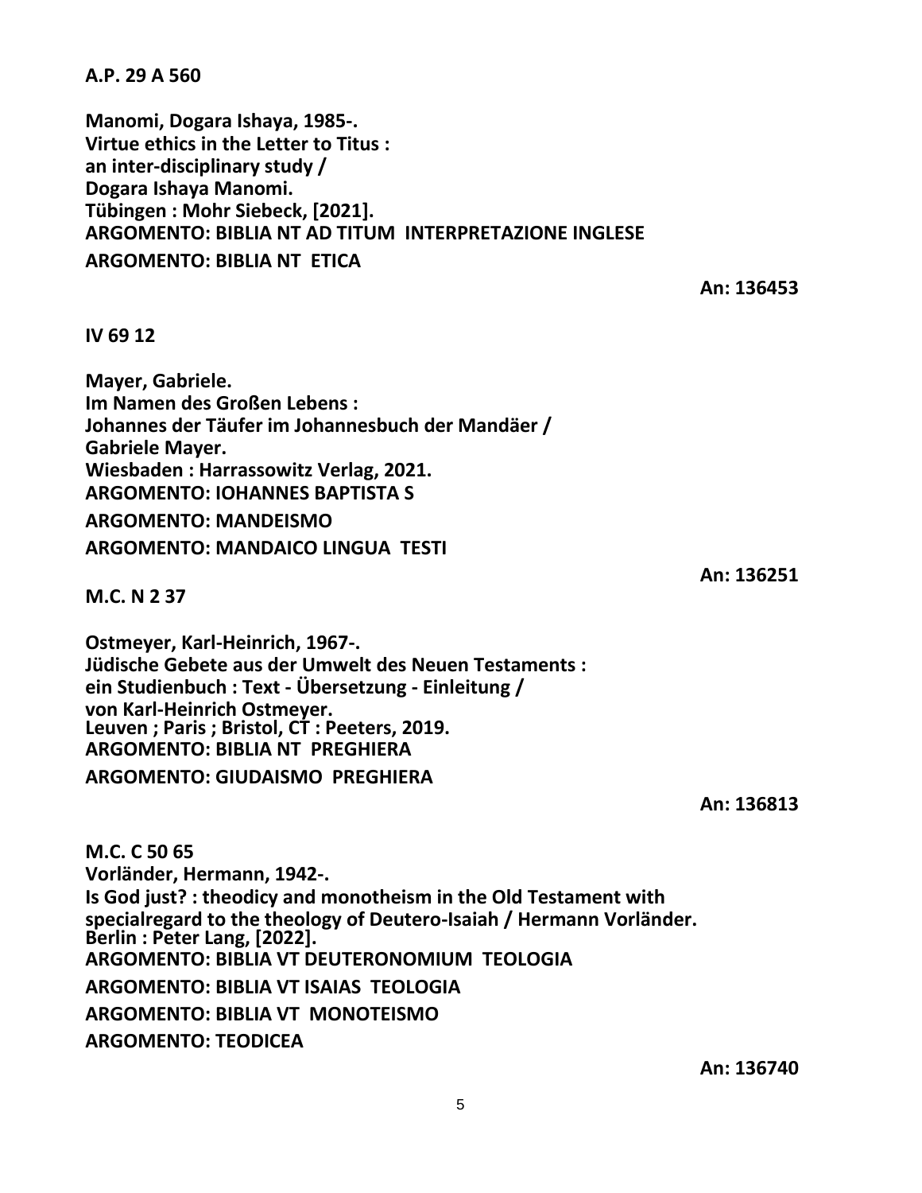**A.P. 29 A 560**

**Manomi, Dogara Ishaya, 1985-.**
**Virtue ethics in the Letter to Titus :**
**an inter-disciplinary study /**
**Dogara Ishaya Manomi.**
**Tübingen : Mohr Siebeck, [2021].**
**ARGOMENTO: BIBLIA NT AD TITUM INTERPRETAZIONE INGLESE**
**ARGOMENTO: BIBLIA NT ETICA**

**An: 136453**

**IV 69 12**

**Mayer, Gabriele.**
**Im Namen des Großen Lebens :**
**Johannes der Täufer im Johannesbuch der Mandäer /**
**Gabriele Mayer.**
**Wiesbaden : Harrassowitz Verlag, 2021.**
**ARGOMENTO: IOHANNES BAPTISTA S**
**ARGOMENTO: MANDEISMO**
**ARGOMENTO: MANDAICO LINGUA TESTI**

**An: 136251**

**M.C. N 2 37**

**Ostmeyer, Karl-Heinrich, 1967-.**
**Jüdische Gebete aus der Umwelt des Neuen Testaments :**
**ein Studienbuch : Text - Übersetzung - Einleitung /**
**von Karl-Heinrich Ostmeyer.**
**Leuven ; Paris ; Bristol, CT : Peeters, 2019.**
**ARGOMENTO: BIBLIA NT PREGHIERA**
**ARGOMENTO: GIUDAISMO PREGHIERA**

**An: 136813**

**M.C. C 50 65**
**Vorländer, Hermann, 1942-.**
**Is God just? : theodicy and monotheism in the Old Testament with specialregard to the theology of Deutero-Isaiah / Hermann Vorländer.**
**Berlin : Peter Lang, [2022].**
**ARGOMENTO: BIBLIA VT DEUTERONOMIUM TEOLOGIA**
**ARGOMENTO: BIBLIA VT ISAIAS TEOLOGIA**
**ARGOMENTO: BIBLIA VT MONOTEISMO**
**ARGOMENTO: TEODICEA**

**An: 136740**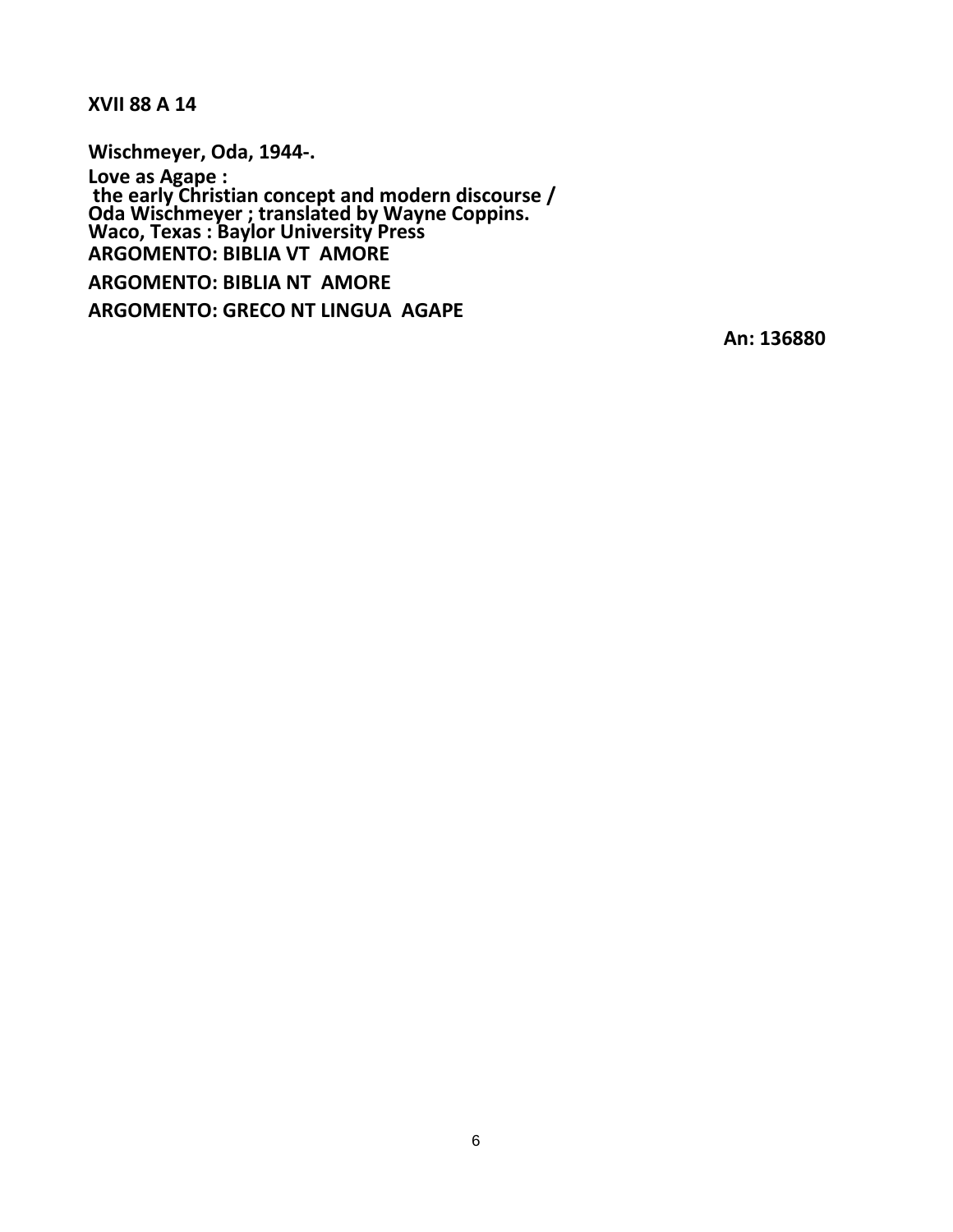**XVII 88 A 14**

**Wischmeyer, Oda, 1944-.**

**Love as Agape :**
**the early Christian concept and modern discourse /**
**Oda Wischmeyer ; translated by Wayne Coppins.**
**Waco, Texas : Baylor University Press**

**ARGOMENTO: BIBLIA VT AMORE**

**ARGOMENTO: BIBLIA NT AMORE**

**ARGOMENTO: GRECO NT LINGUA AGAPE**

**An: 136880**